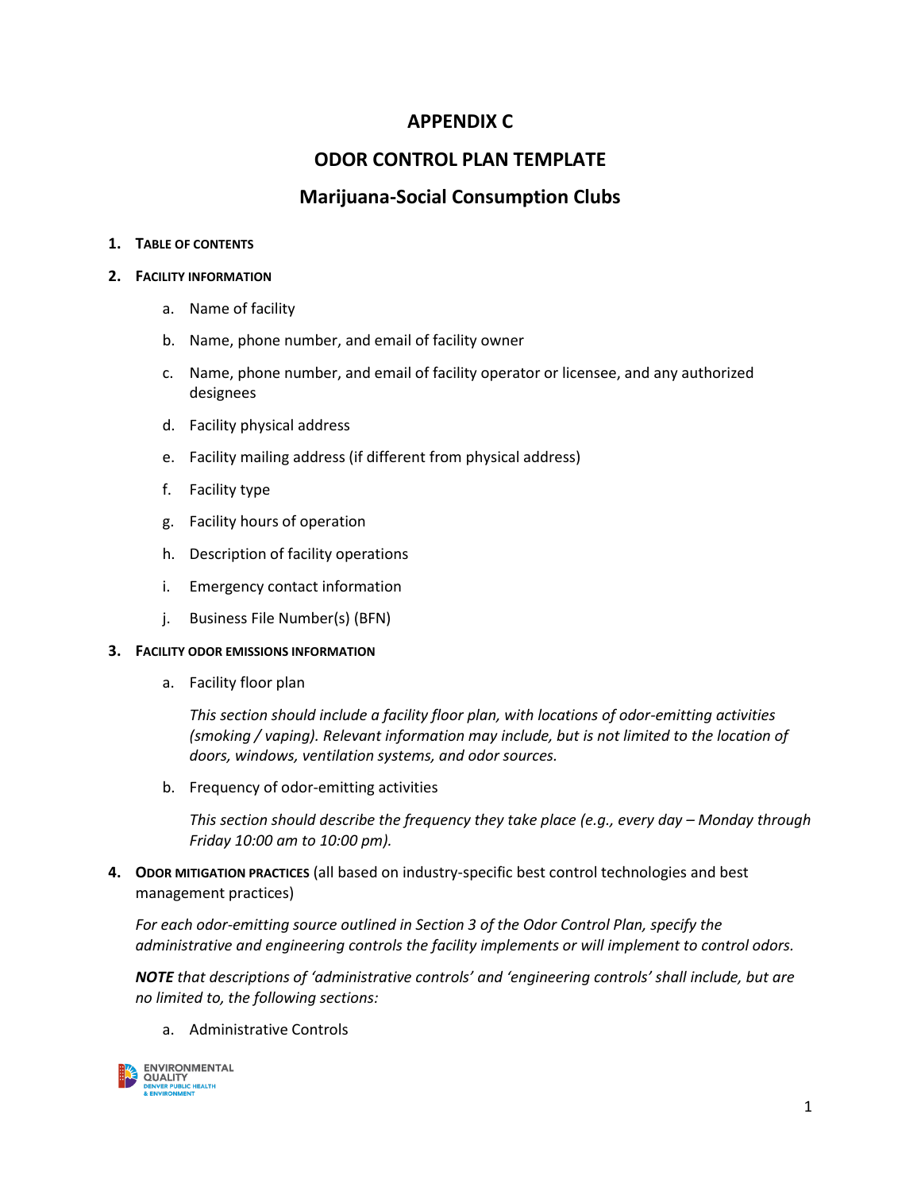# APPENDIX C

# ODOR CONTROL PLAN TEMPLATE

## Marijuana-Social Consumption Clubs

1. **TABLE OF CONTENTS**

2. **FACILITY INFORMATION**

   a. Name of facility

   b. Name, phone number, and email of facility owner

   c. Name, phone number, and email of facility operator or licensee, and any authorized designees

   d. Facility physical address

   e. Facility mailing address (if different from physical address)

   f. Facility type

   g. Facility hours of operation

   h. Description of facility operations

   i. Emergency contact information

   j. Business File Number(s) (BFN)

3. **FACILITY ODOR EMISSIONS INFORMATION**

   a. Facility floor plan

      *This section should include a facility floor plan, with locations of odor-emitting activities (smoking / vaping). Relevant information may include, but is not limited to the location of doors, windows, ventilation systems, and odor sources.*

   b. Frequency of odor-emitting activities

      *This section should describe the frequency they take place (e.g., every day – Monday through Friday 10:00 am to 10:00 pm).*

4. **ODOR MITIGATION PRACTICES** (all based on industry-specific best control technologies and best management practices)

   *For each odor-emitting source outlined in Section 3 of the Odor Control Plan, specify the administrative and engineering controls the facility implements or will implement to control odors.*

   ***NOTE** that descriptions of 'administrative controls' and 'engineering controls' shall include, but are no limited to, the following sections:*

   a. Administrative Controls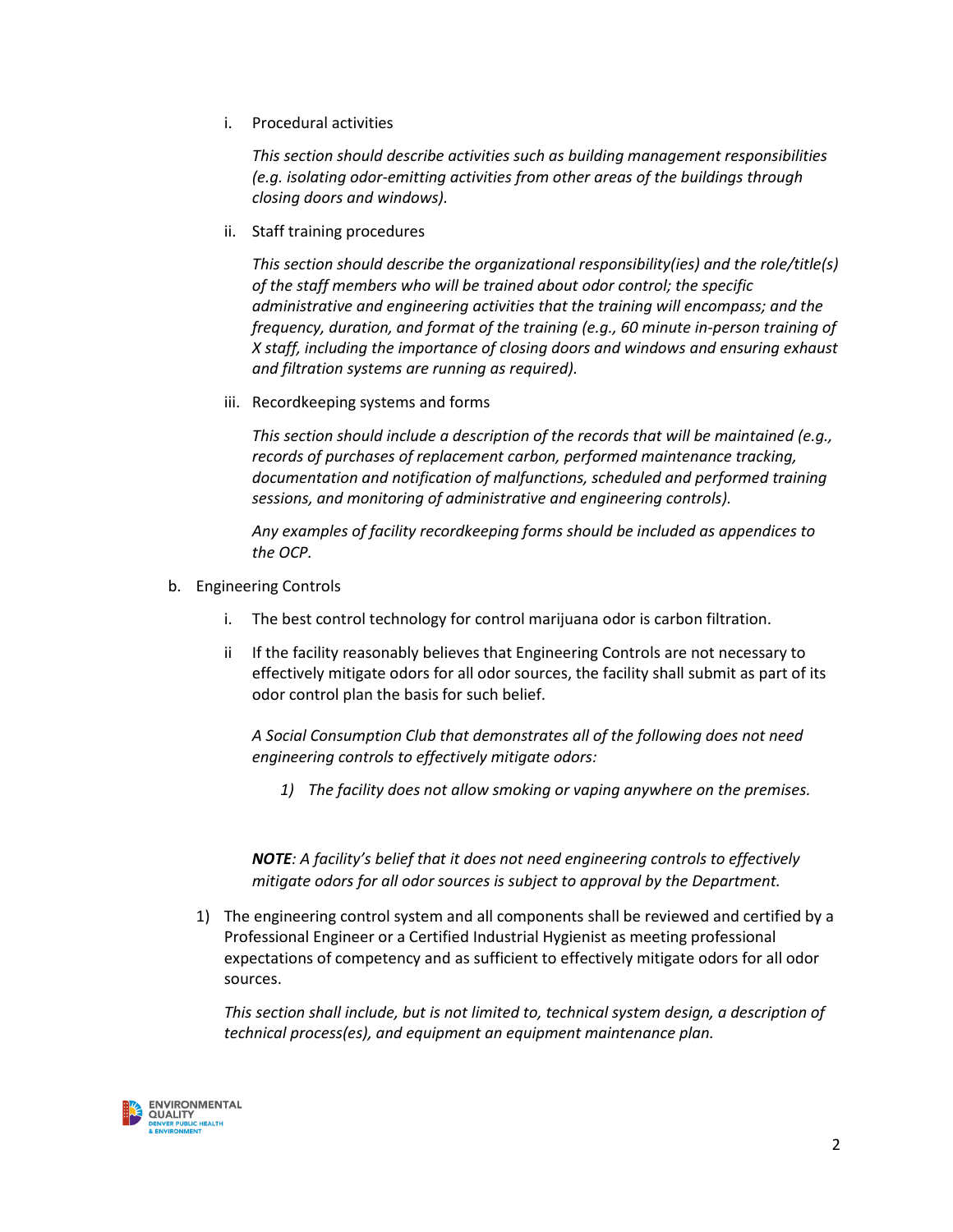i. Procedural activities

   *This section should describe activities such as building management responsibilities (e.g. isolating odor-emitting activities from other areas of the buildings through closing doors and windows).*

ii. Staff training procedures

   *This section should describe the organizational responsibility(ies) and the role/title(s) of the staff members who will be trained about odor control; the specific administrative and engineering activities that the training will encompass; and the frequency, duration, and format of the training (e.g., 60 minute in-person training of X staff, including the importance of closing doors and windows and ensuring exhaust and filtration systems are running as required).*

iii. Recordkeeping systems and forms

   *This section should include a description of the records that will be maintained (e.g., records of purchases of replacement carbon, performed maintenance tracking, documentation and notification of malfunctions, scheduled and performed training sessions, and monitoring of administrative and engineering controls).*

   *Any examples of facility recordkeeping forms should be included as appendices to the OCP.*

b. Engineering Controls

   i. The best control technology for control marijuana odor is carbon filtration.

   ii If the facility reasonably believes that Engineering Controls are not necessary to effectively mitigate odors for all odor sources, the facility shall submit as part of its odor control plan the basis for such belief.

   *A Social Consumption Club that demonstrates all of the following does not need engineering controls to effectively mitigate odors:*

   *1) The facility does not allow smoking or vaping anywhere on the premises.*

   ***NOTE****: A facility's belief that it does not need engineering controls to effectively mitigate odors for all odor sources is subject to approval by the Department.*

1) The engineering control system and all components shall be reviewed and certified by a Professional Engineer or a Certified Industrial Hygienist as meeting professional expectations of competency and as sufficient to effectively mitigate odors for all odor sources.

   *This section shall include, but is not limited to, technical system design, a description of technical process(es), and equipment an equipment maintenance plan.*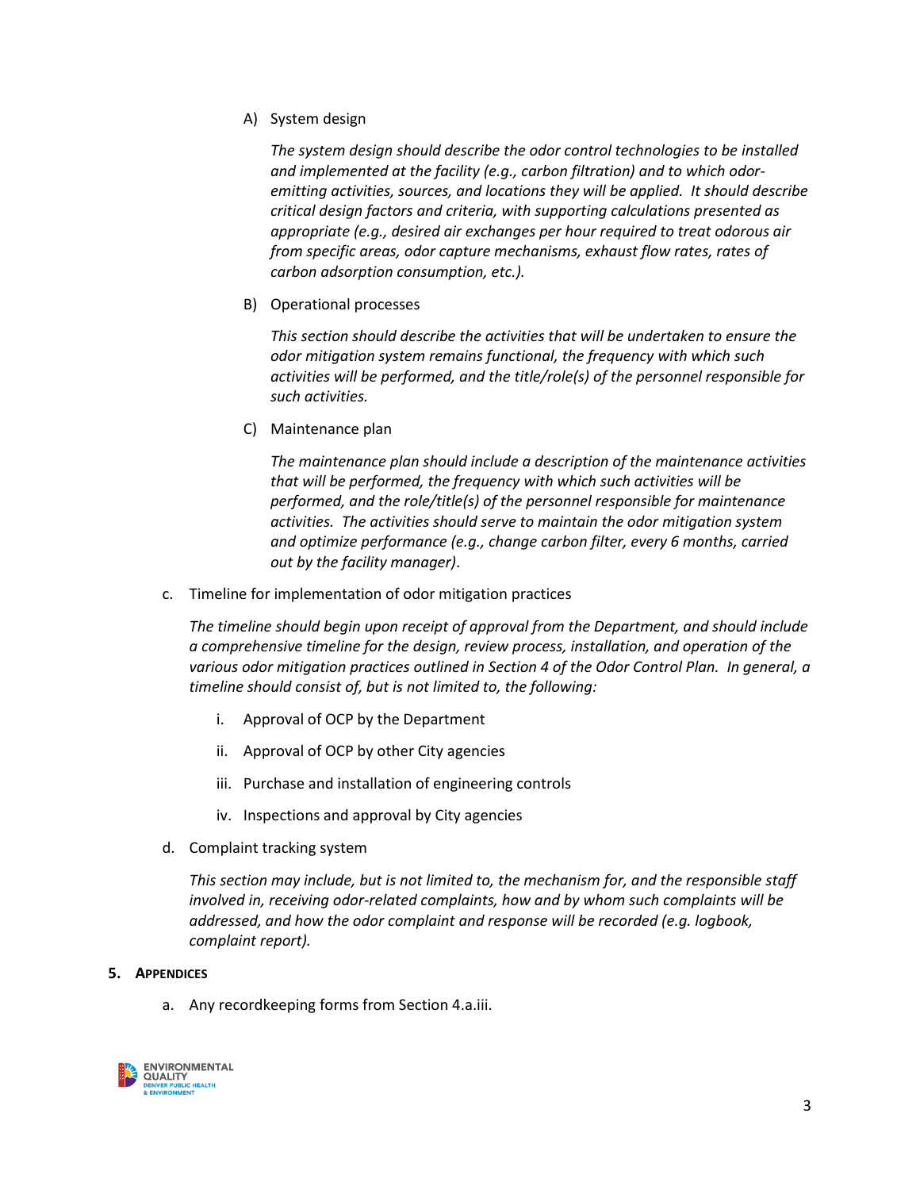A) System design

*The system design should describe the odor control technologies to be installed and implemented at the facility (e.g., carbon filtration) and to which odor-emitting activities, sources, and locations they will be applied. It should describe critical design factors and criteria, with supporting calculations presented as appropriate (e.g., desired air exchanges per hour required to treat odorous air from specific areas, odor capture mechanisms, exhaust flow rates, rates of carbon adsorption consumption, etc.).*

B) Operational processes

*This section should describe the activities that will be undertaken to ensure the odor mitigation system remains functional, the frequency with which such activities will be performed, and the title/role(s) of the personnel responsible for such activities.*

C) Maintenance plan

*The maintenance plan should include a description of the maintenance activities that will be performed, the frequency with which such activities will be performed, and the role/title(s) of the personnel responsible for maintenance activities. The activities should serve to maintain the odor mitigation system and optimize performance (e.g., change carbon filter, every 6 months, carried out by the facility manager)*.

c. Timeline for implementation of odor mitigation practices

*The timeline should begin upon receipt of approval from the Department, and should include a comprehensive timeline for the design, review process, installation, and operation of the various odor mitigation practices outlined in Section 4 of the Odor Control Plan. In general, a timeline should consist of, but is not limited to, the following:*

i. Approval of OCP by the Department

ii. Approval of OCP by other City agencies

iii. Purchase and installation of engineering controls

iv. Inspections and approval by City agencies

d. Complaint tracking system

*This section may include, but is not limited to, the mechanism for, and the responsible staff involved in, receiving odor-related complaints, how and by whom such complaints will be addressed, and how the odor complaint and response will be recorded (e.g. logbook, complaint report).*

## 5. Appendices

a. Any recordkeeping forms from Section 4.a.iii.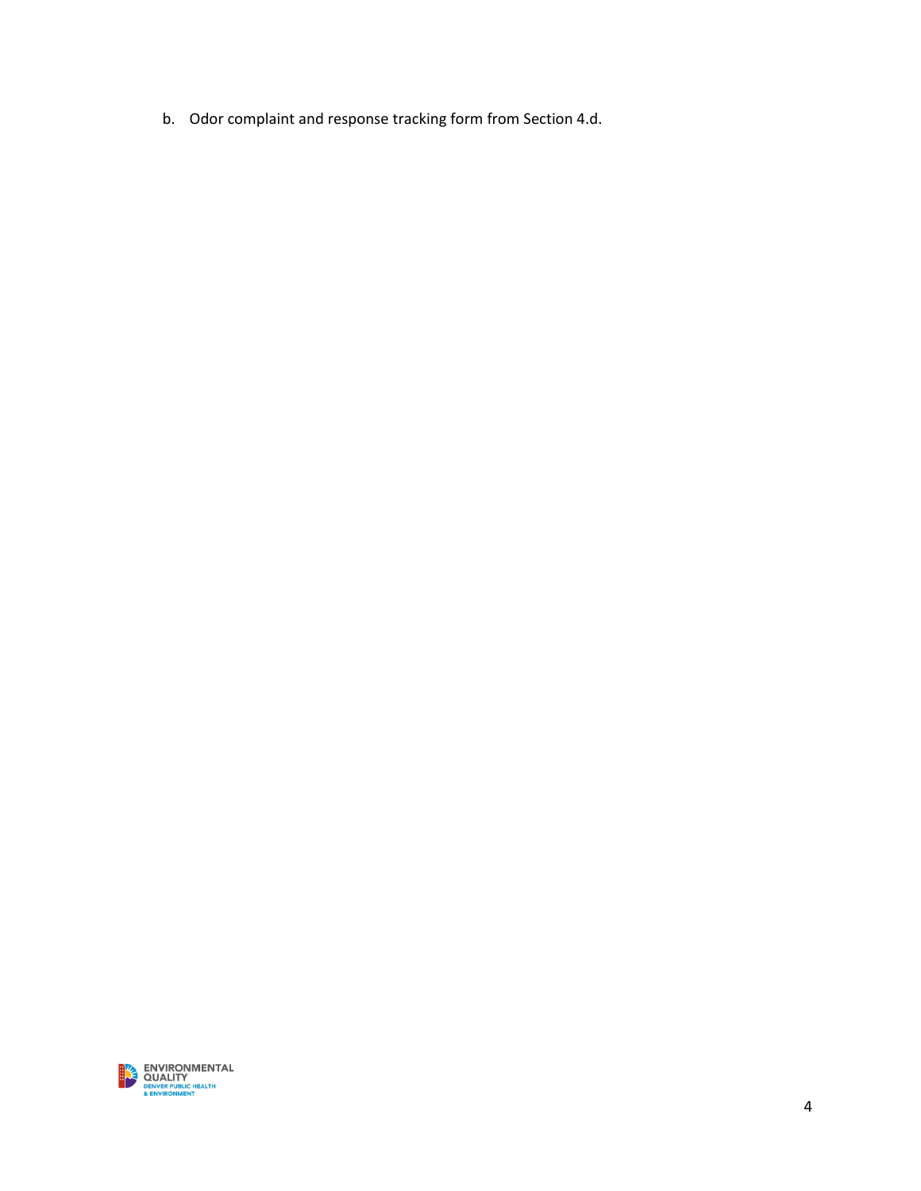b. Odor complaint and response tracking form from Section 4.d.